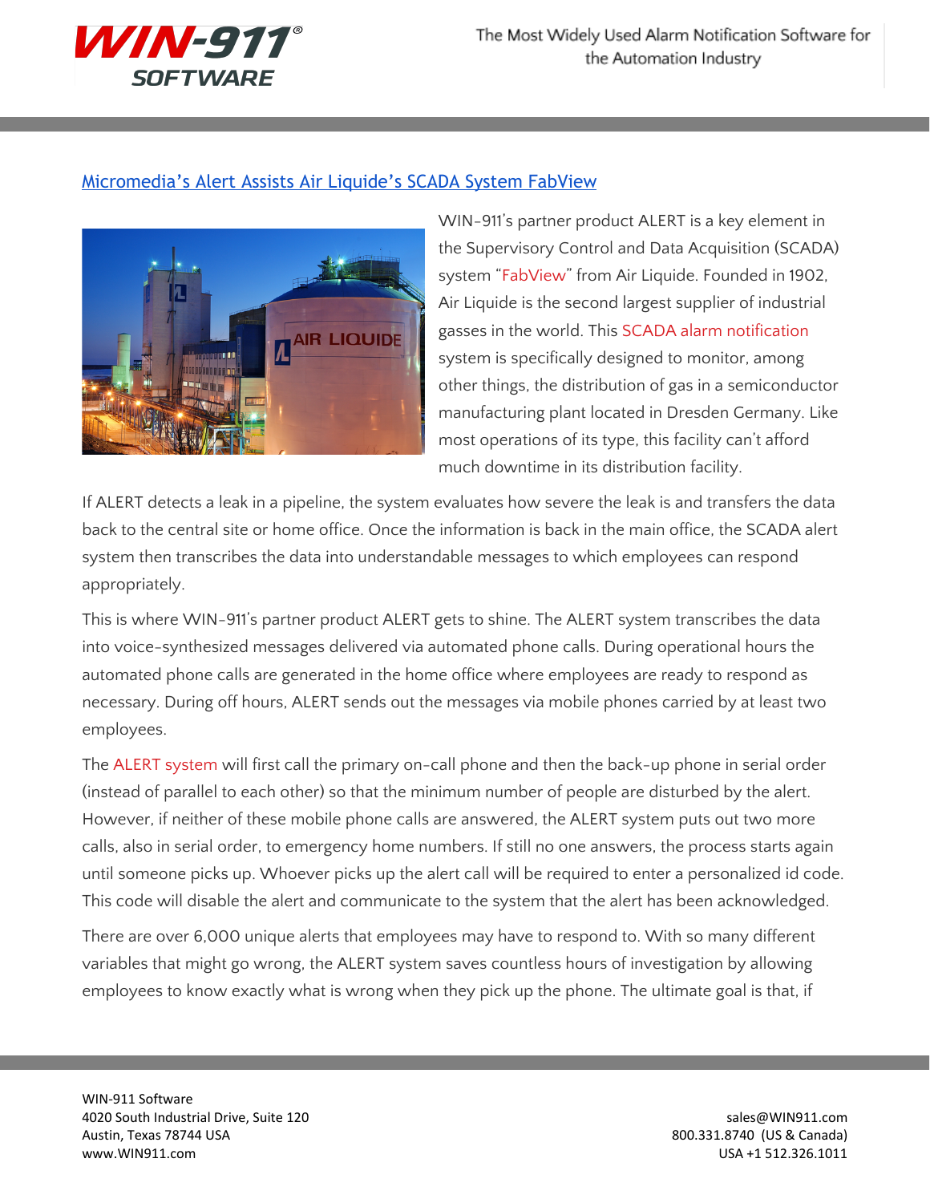## Micromedia's Alert Assists Air Liquide's SCADA System FabView

WIN-911's partner product ALERT is a key element in the Supervisory Control and Data Acquisition (SCADA) system "FabView" from Air Liquide. Founded in 1902, Air Liquide is the second largest supplier of industrial gasses in the world. This SCADA alarm notification system is specifically designed to monitor, among other things, the distribution of gas in a semiconductor manufacturing plant located in Dresden Germany. Like most operations of its type, this facility can't afford much downtime in its distribution facility.

If ALERT detects a leak in a pipeline, the system evaluates how severe the leak is and transfers the data back to the central site or home office. Once the information is back in the main office, the SCADA alert system then transcribes the data into understandable messages to which employees can respond appropriately.

This is where WIN-911's partner product ALERT gets to shine. The ALERT system transcribes the data into voice-synthesized messages delivered via automated phone calls. During operational hours the automated phone calls are generated in the home office where employees are ready to respond as necessary. During off hours, ALERT sends out the messages via mobile phones carried by at least two employees.

The ALERT system will first call the primary on-call phone and then the back-up phone in serial order (instead of parallel to each other) so that the minimum number of people are disturbed by the alert. However, if neither of these mobile phone calls are answered, the ALERT system puts out two more calls, also in serial order, to emergency home numbers. If still no one answers, the process starts again until someone picks up. Whoever picks up the alert call will be required to enter a personalized id code. This code will disable the alert and communicate to the system that the alert has been acknowledged.

There are over 6,000 unique alerts that employees may have to respond to. With so many different variables that might go wrong, the ALERT system saves countless hours of investigation by allowing employees to know exactly what is wrong when they pick up the phone. The ultimate goal is that, if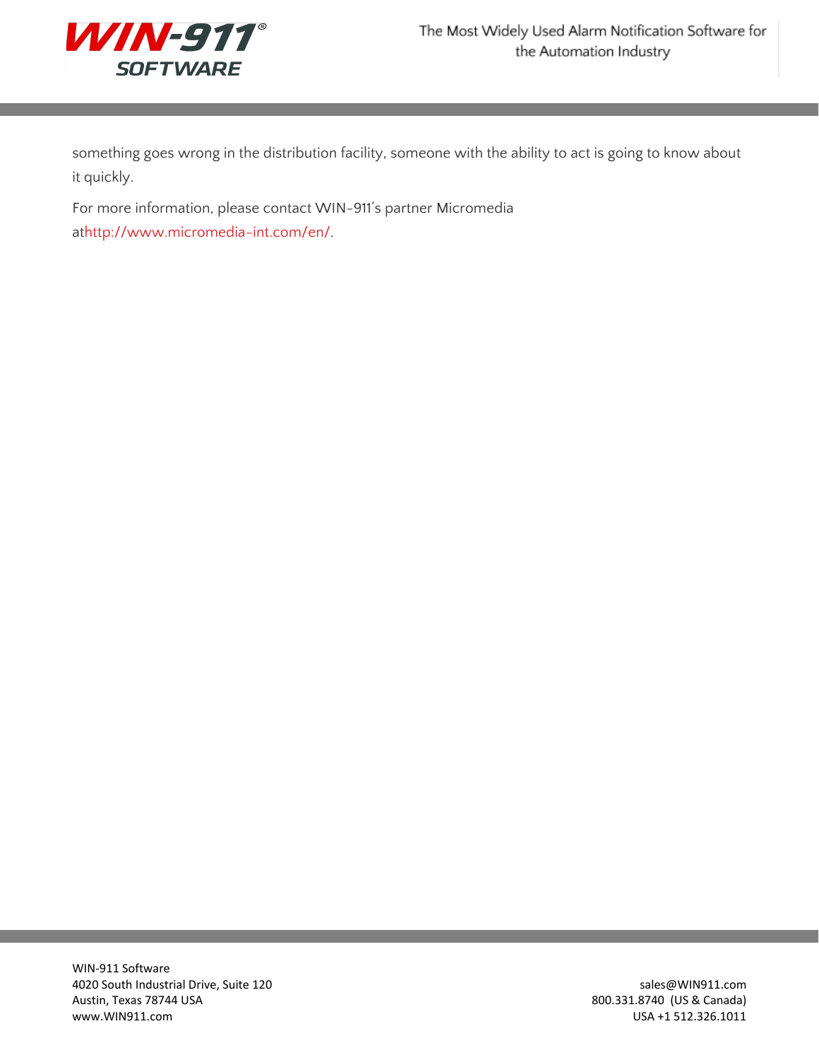something goes wrong in the distribution facility, someone with the ability to act is going to know about it quickly.

For more information, please contact WIN-911's partner Micromedia athttp://www.micromedia-int.com/en/.